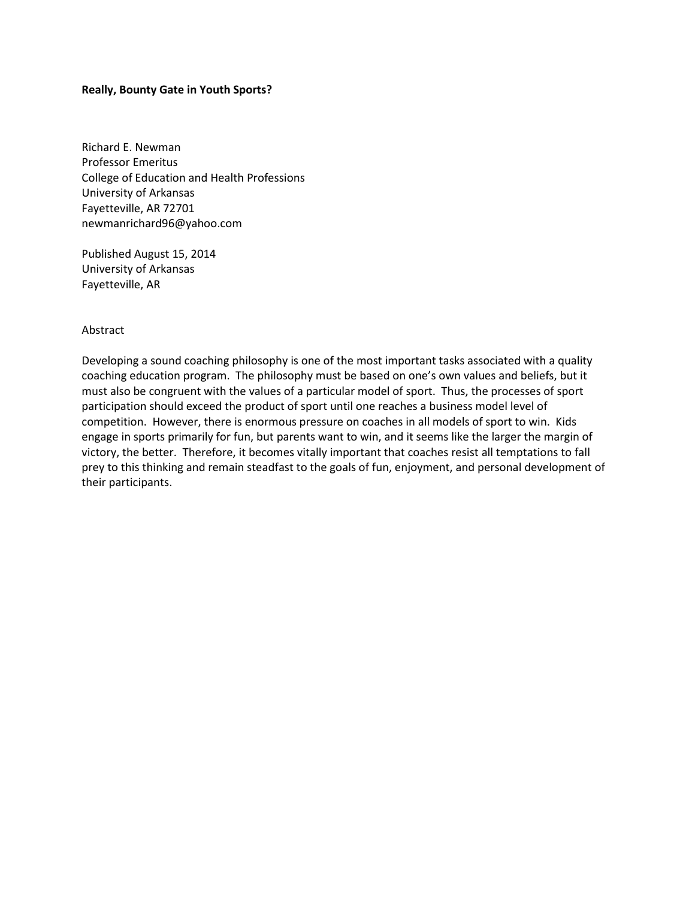# Really, Bounty Gate in Youth Sports?

Richard E. Newman
Professor Emeritus
College of Education and Health Professions
University of Arkansas
Fayetteville, AR 72701
newmanrichard96@yahoo.com

Published August 15, 2014
University of Arkansas
Fayetteville, AR

## Abstract

Developing a sound coaching philosophy is one of the most important tasks associated with a quality coaching education program. The philosophy must be based on one's own values and beliefs, but it must also be congruent with the values of a particular model of sport. Thus, the processes of sport participation should exceed the product of sport until one reaches a business model level of competition. However, there is enormous pressure on coaches in all models of sport to win. Kids engage in sports primarily for fun, but parents want to win, and it seems like the larger the margin of victory, the better. Therefore, it becomes vitally important that coaches resist all temptations to fall prey to this thinking and remain steadfast to the goals of fun, enjoyment, and personal development of their participants.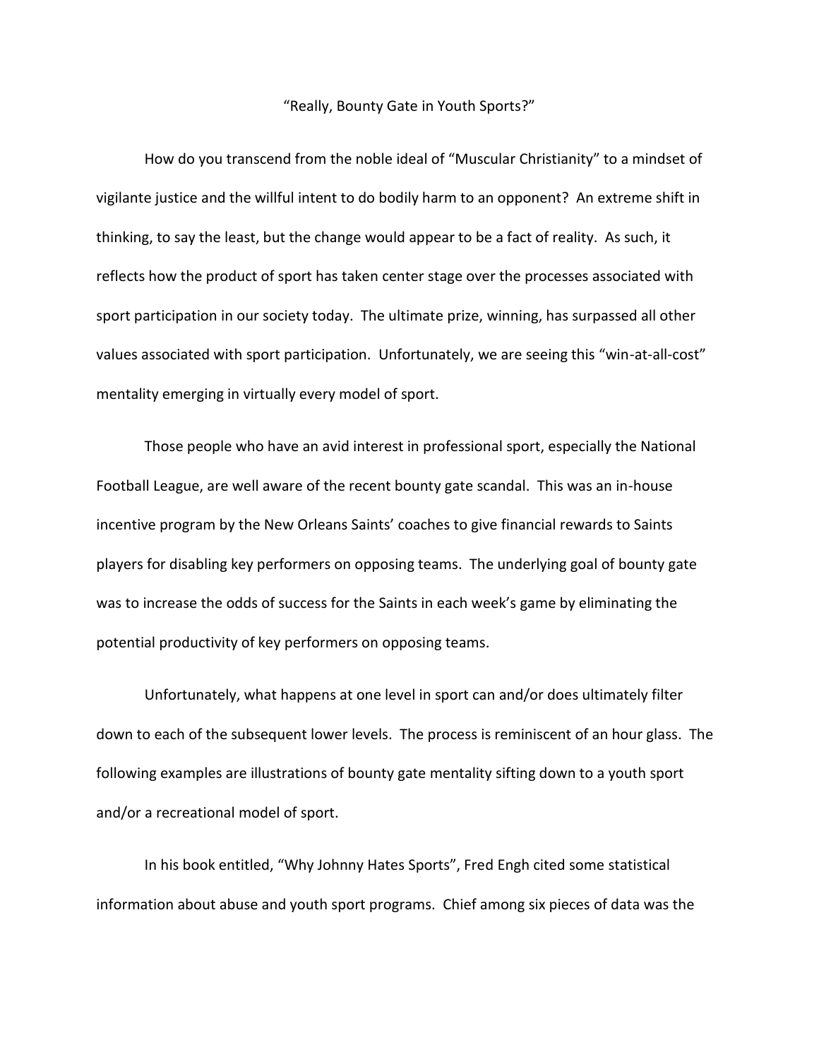"Really, Bounty Gate in Youth Sports?"

How do you transcend from the noble ideal of "Muscular Christianity" to a mindset of vigilante justice and the willful intent to do bodily harm to an opponent? An extreme shift in thinking, to say the least, but the change would appear to be a fact of reality. As such, it reflects how the product of sport has taken center stage over the processes associated with sport participation in our society today. The ultimate prize, winning, has surpassed all other values associated with sport participation. Unfortunately, we are seeing this "win-at-all-cost" mentality emerging in virtually every model of sport.

Those people who have an avid interest in professional sport, especially the National Football League, are well aware of the recent bounty gate scandal. This was an in-house incentive program by the New Orleans Saints' coaches to give financial rewards to Saints players for disabling key performers on opposing teams. The underlying goal of bounty gate was to increase the odds of success for the Saints in each week's game by eliminating the potential productivity of key performers on opposing teams.

Unfortunately, what happens at one level in sport can and/or does ultimately filter down to each of the subsequent lower levels. The process is reminiscent of an hour glass. The following examples are illustrations of bounty gate mentality sifting down to a youth sport and/or a recreational model of sport.

In his book entitled, "Why Johnny Hates Sports", Fred Engh cited some statistical information about abuse and youth sport programs. Chief among six pieces of data was the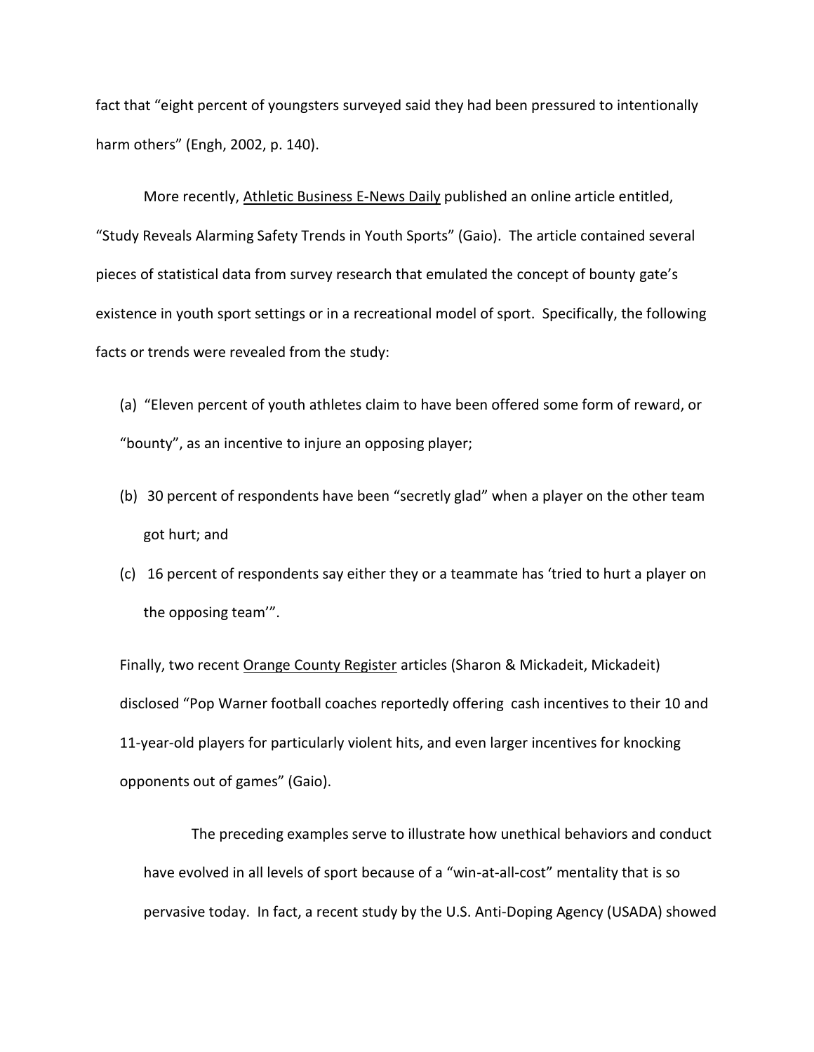fact that "eight percent of youngsters surveyed said they had been pressured to intentionally harm others" (Engh, 2002, p. 140).

More recently, <u>Athletic Business E-News Daily</u> published an online article entitled, "Study Reveals Alarming Safety Trends in Youth Sports" (Gaio). The article contained several pieces of statistical data from survey research that emulated the concept of bounty gate's existence in youth sport settings or in a recreational model of sport. Specifically, the following facts or trends were revealed from the study:

(a) "Eleven percent of youth athletes claim to have been offered some form of reward, or "bounty", as an incentive to injure an opposing player;

(b) 30 percent of respondents have been "secretly glad" when a player on the other team got hurt; and

(c) 16 percent of respondents say either they or a teammate has 'tried to hurt a player on the opposing team'".

Finally, two recent <u>Orange County Register</u> articles (Sharon & Mickadeit, Mickadeit) disclosed "Pop Warner football coaches reportedly offering cash incentives to their 10 and 11-year-old players for particularly violent hits, and even larger incentives for knocking opponents out of games" (Gaio).

The preceding examples serve to illustrate how unethical behaviors and conduct have evolved in all levels of sport because of a "win-at-all-cost" mentality that is so pervasive today. In fact, a recent study by the U.S. Anti-Doping Agency (USADA) showed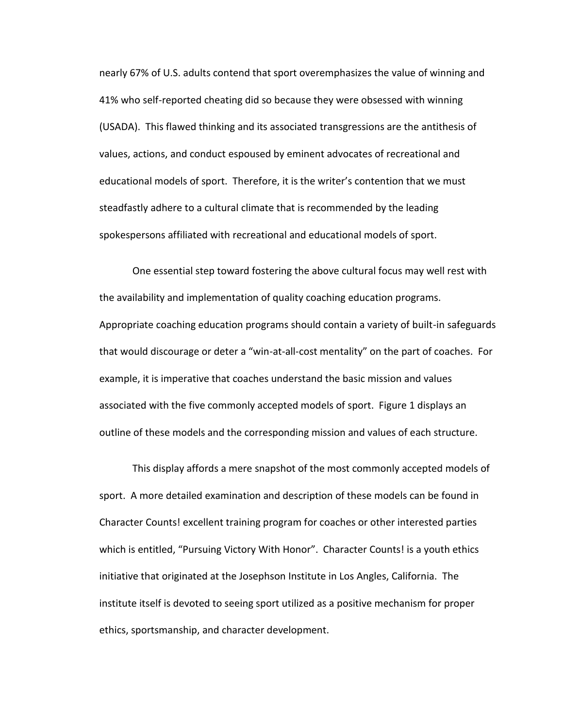nearly 67% of U.S. adults contend that sport overemphasizes the value of winning and 41% who self-reported cheating did so because they were obsessed with winning (USADA). This flawed thinking and its associated transgressions are the antithesis of values, actions, and conduct espoused by eminent advocates of recreational and educational models of sport. Therefore, it is the writer's contention that we must steadfastly adhere to a cultural climate that is recommended by the leading spokespersons affiliated with recreational and educational models of sport.

One essential step toward fostering the above cultural focus may well rest with the availability and implementation of quality coaching education programs. Appropriate coaching education programs should contain a variety of built-in safeguards that would discourage or deter a "win-at-all-cost mentality" on the part of coaches. For example, it is imperative that coaches understand the basic mission and values associated with the five commonly accepted models of sport. Figure 1 displays an outline of these models and the corresponding mission and values of each structure.

This display affords a mere snapshot of the most commonly accepted models of sport. A more detailed examination and description of these models can be found in Character Counts! excellent training program for coaches or other interested parties which is entitled, "Pursuing Victory With Honor". Character Counts! is a youth ethics initiative that originated at the Josephson Institute in Los Angles, California. The institute itself is devoted to seeing sport utilized as a positive mechanism for proper ethics, sportsmanship, and character development.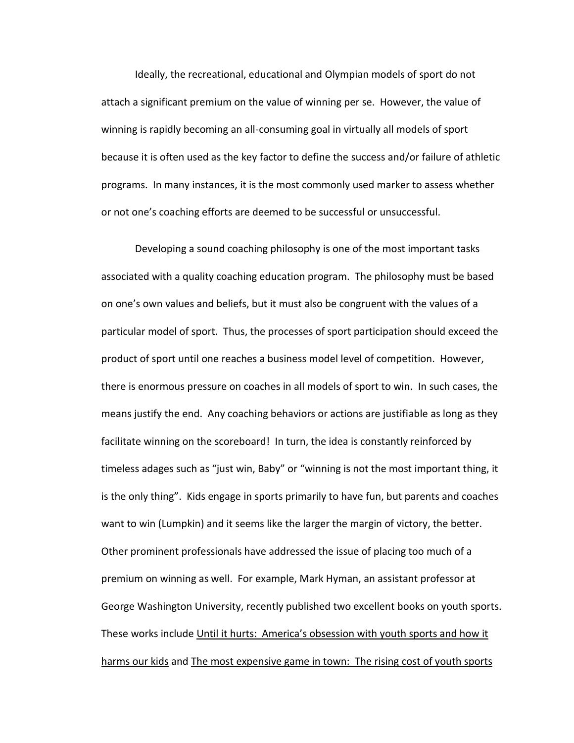Ideally, the recreational, educational and Olympian models of sport do not attach a significant premium on the value of winning per se. However, the value of winning is rapidly becoming an all-consuming goal in virtually all models of sport because it is often used as the key factor to define the success and/or failure of athletic programs. In many instances, it is the most commonly used marker to assess whether or not one's coaching efforts are deemed to be successful or unsuccessful.

Developing a sound coaching philosophy is one of the most important tasks associated with a quality coaching education program. The philosophy must be based on one's own values and beliefs, but it must also be congruent with the values of a particular model of sport. Thus, the processes of sport participation should exceed the product of sport until one reaches a business model level of competition. However, there is enormous pressure on coaches in all models of sport to win. In such cases, the means justify the end. Any coaching behaviors or actions are justifiable as long as they facilitate winning on the scoreboard! In turn, the idea is constantly reinforced by timeless adages such as "just win, Baby" or "winning is not the most important thing, it is the only thing". Kids engage in sports primarily to have fun, but parents and coaches want to win (Lumpkin) and it seems like the larger the margin of victory, the better. Other prominent professionals have addressed the issue of placing too much of a premium on winning as well. For example, Mark Hyman, an assistant professor at George Washington University, recently published two excellent books on youth sports. These works include <u>Until it hurts: America's obsession with youth sports and how it harms our kids</u> and <u>The most expensive game in town: The rising cost of youth sports</u>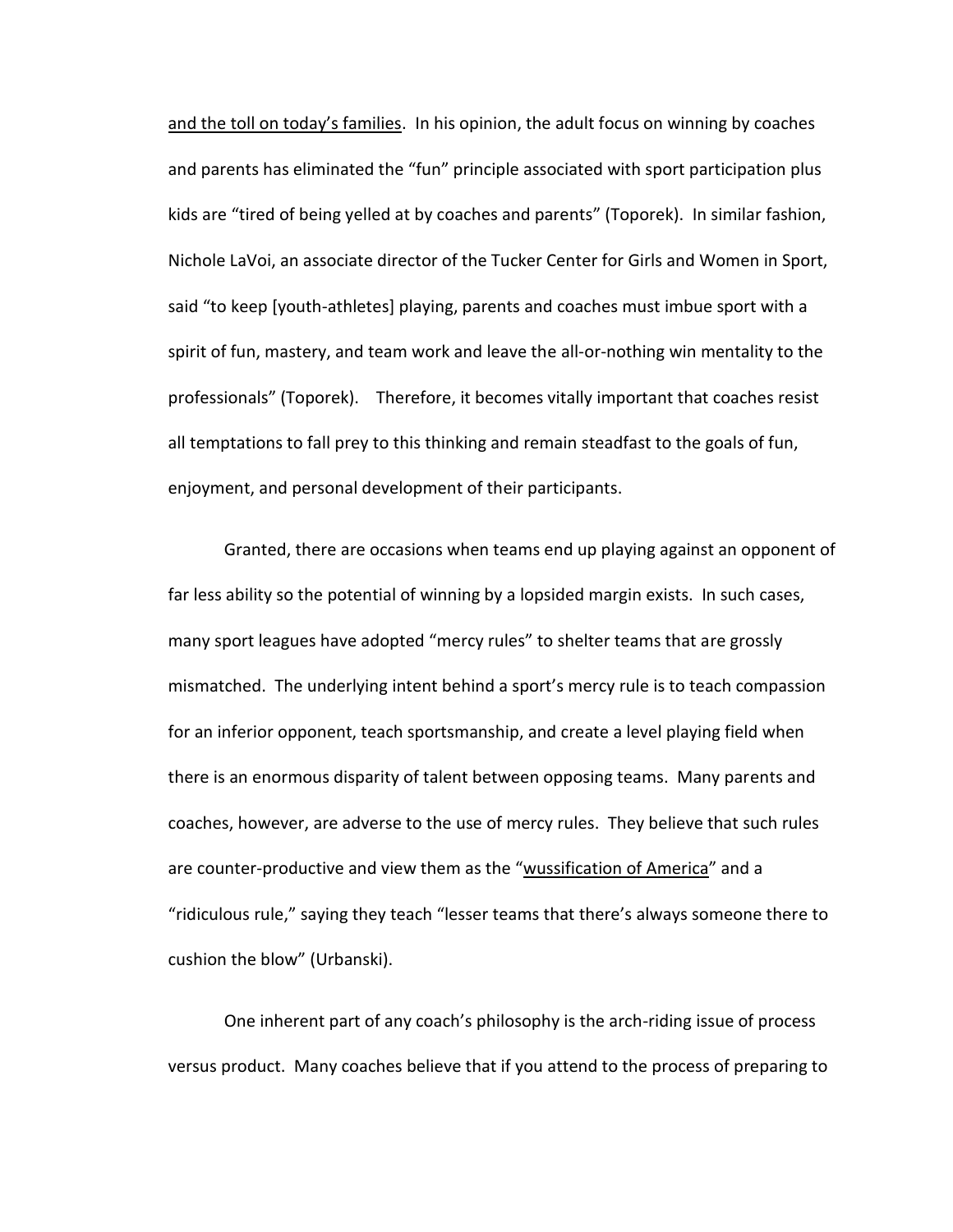and the toll on today's families. In his opinion, the adult focus on winning by coaches and parents has eliminated the "fun" principle associated with sport participation plus kids are "tired of being yelled at by coaches and parents" (Toporek). In similar fashion, Nichole LaVoi, an associate director of the Tucker Center for Girls and Women in Sport, said "to keep [youth-athletes] playing, parents and coaches must imbue sport with a spirit of fun, mastery, and team work and leave the all-or-nothing win mentality to the professionals" (Toporek). Therefore, it becomes vitally important that coaches resist all temptations to fall prey to this thinking and remain steadfast to the goals of fun, enjoyment, and personal development of their participants.

Granted, there are occasions when teams end up playing against an opponent of far less ability so the potential of winning by a lopsided margin exists. In such cases, many sport leagues have adopted "mercy rules" to shelter teams that are grossly mismatched. The underlying intent behind a sport's mercy rule is to teach compassion for an inferior opponent, teach sportsmanship, and create a level playing field when there is an enormous disparity of talent between opposing teams. Many parents and coaches, however, are adverse to the use of mercy rules. They believe that such rules are counter-productive and view them as the "wussification of America" and a "ridiculous rule," saying they teach "lesser teams that there's always someone there to cushion the blow" (Urbanski).

One inherent part of any coach's philosophy is the arch-riding issue of process versus product. Many coaches believe that if you attend to the process of preparing to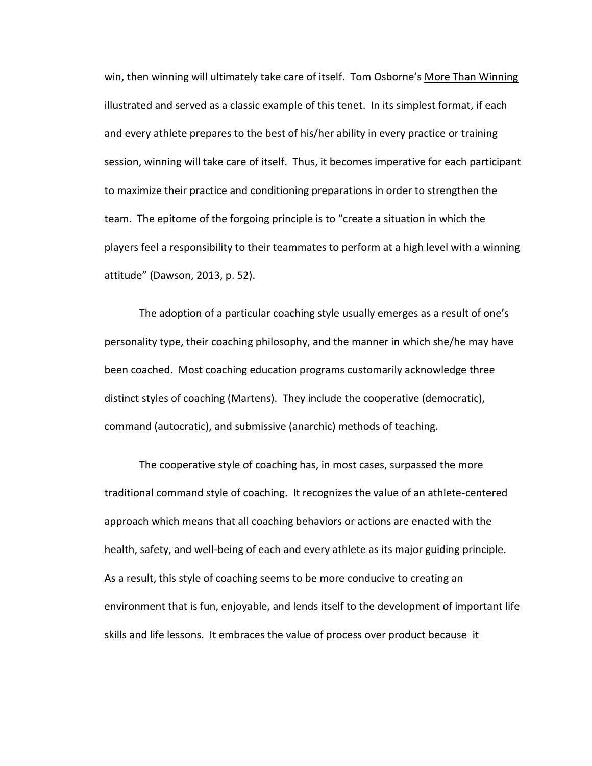win, then winning will ultimately take care of itself. Tom Osborne's More Than Winning illustrated and served as a classic example of this tenet. In its simplest format, if each and every athlete prepares to the best of his/her ability in every practice or training session, winning will take care of itself. Thus, it becomes imperative for each participant to maximize their practice and conditioning preparations in order to strengthen the team. The epitome of the forgoing principle is to "create a situation in which the players feel a responsibility to their teammates to perform at a high level with a winning attitude" (Dawson, 2013, p. 52).

The adoption of a particular coaching style usually emerges as a result of one's personality type, their coaching philosophy, and the manner in which she/he may have been coached. Most coaching education programs customarily acknowledge three distinct styles of coaching (Martens). They include the cooperative (democratic), command (autocratic), and submissive (anarchic) methods of teaching.

The cooperative style of coaching has, in most cases, surpassed the more traditional command style of coaching. It recognizes the value of an athlete-centered approach which means that all coaching behaviors or actions are enacted with the health, safety, and well-being of each and every athlete as its major guiding principle. As a result, this style of coaching seems to be more conducive to creating an environment that is fun, enjoyable, and lends itself to the development of important life skills and life lessons. It embraces the value of process over product because it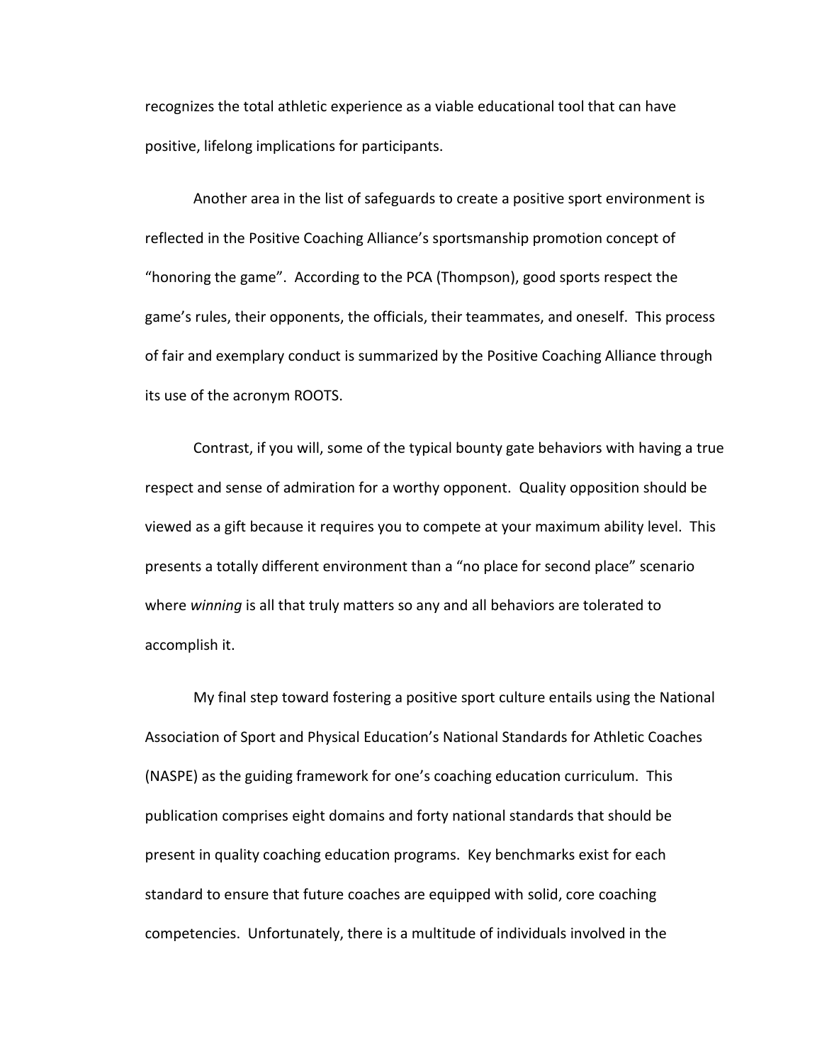recognizes the total athletic experience as a viable educational tool that can have positive, lifelong implications for participants.

Another area in the list of safeguards to create a positive sport environment is reflected in the Positive Coaching Alliance's sportsmanship promotion concept of "honoring the game". According to the PCA (Thompson), good sports respect the game's rules, their opponents, the officials, their teammates, and oneself. This process of fair and exemplary conduct is summarized by the Positive Coaching Alliance through its use of the acronym ROOTS.

Contrast, if you will, some of the typical bounty gate behaviors with having a true respect and sense of admiration for a worthy opponent. Quality opposition should be viewed as a gift because it requires you to compete at your maximum ability level. This presents a totally different environment than a "no place for second place" scenario where *winning* is all that truly matters so any and all behaviors are tolerated to accomplish it.

My final step toward fostering a positive sport culture entails using the National Association of Sport and Physical Education's National Standards for Athletic Coaches (NASPE) as the guiding framework for one's coaching education curriculum. This publication comprises eight domains and forty national standards that should be present in quality coaching education programs. Key benchmarks exist for each standard to ensure that future coaches are equipped with solid, core coaching competencies. Unfortunately, there is a multitude of individuals involved in the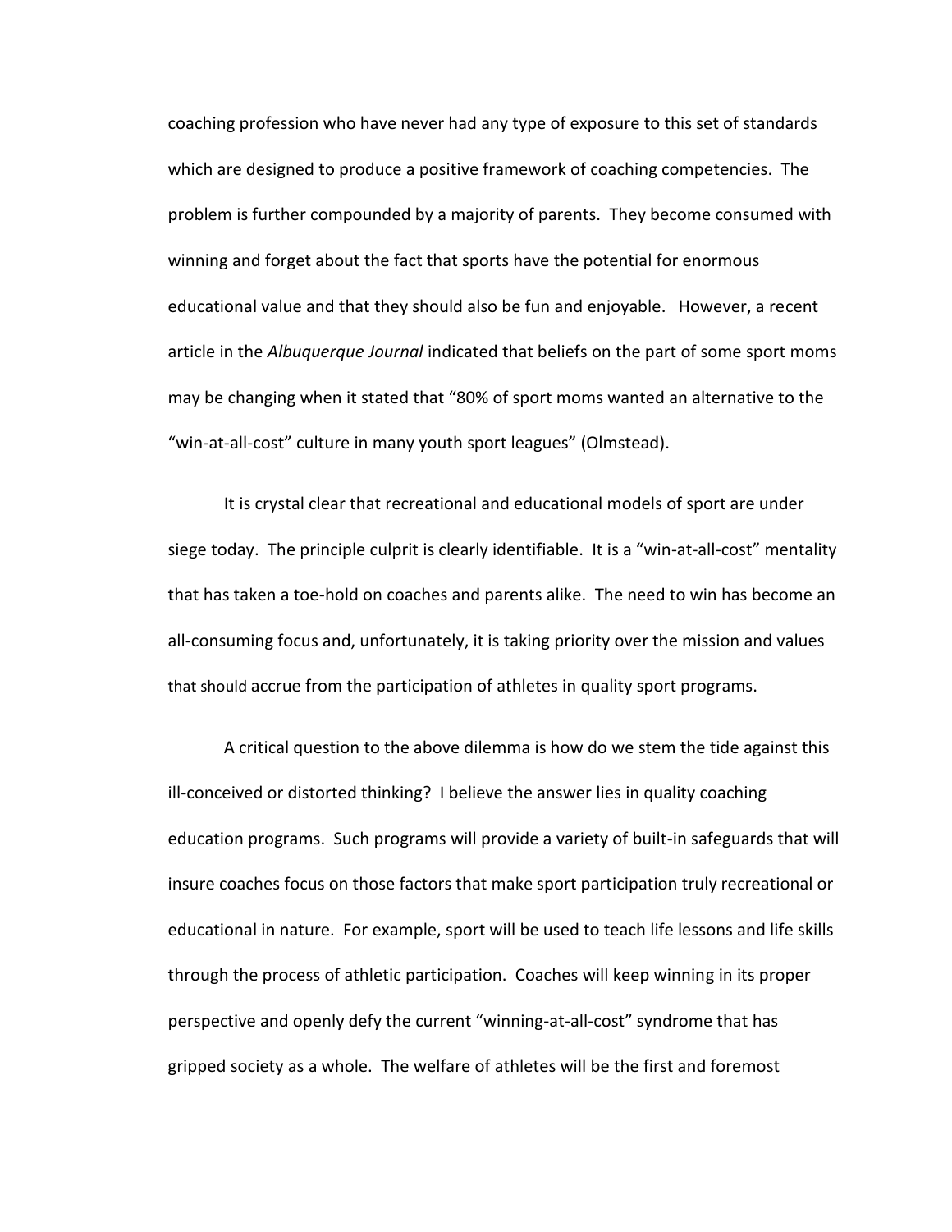coaching profession who have never had any type of exposure to this set of standards which are designed to produce a positive framework of coaching competencies. The problem is further compounded by a majority of parents. They become consumed with winning and forget about the fact that sports have the potential for enormous educational value and that they should also be fun and enjoyable. However, a recent article in the *Albuquerque Journal* indicated that beliefs on the part of some sport moms may be changing when it stated that "80% of sport moms wanted an alternative to the "win-at-all-cost" culture in many youth sport leagues" (Olmstead).

It is crystal clear that recreational and educational models of sport are under siege today. The principle culprit is clearly identifiable. It is a "win-at-all-cost" mentality that has taken a toe-hold on coaches and parents alike. The need to win has become an all-consuming focus and, unfortunately, it is taking priority over the mission and values that should accrue from the participation of athletes in quality sport programs.

A critical question to the above dilemma is how do we stem the tide against this ill-conceived or distorted thinking? I believe the answer lies in quality coaching education programs. Such programs will provide a variety of built-in safeguards that will insure coaches focus on those factors that make sport participation truly recreational or educational in nature. For example, sport will be used to teach life lessons and life skills through the process of athletic participation. Coaches will keep winning in its proper perspective and openly defy the current "winning-at-all-cost" syndrome that has gripped society as a whole. The welfare of athletes will be the first and foremost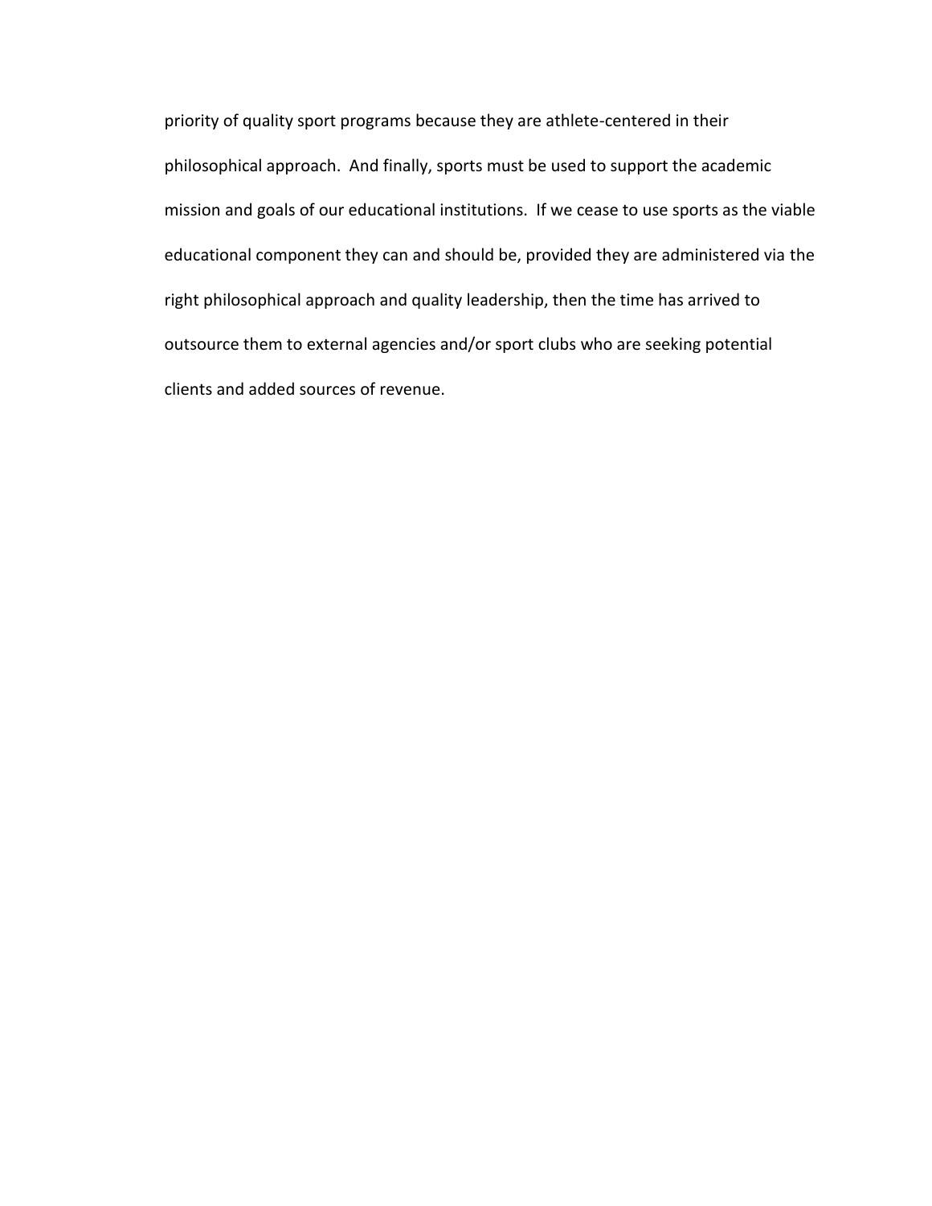priority of quality sport programs because they are athlete-centered in their philosophical approach. And finally, sports must be used to support the academic mission and goals of our educational institutions. If we cease to use sports as the viable educational component they can and should be, provided they are administered via the right philosophical approach and quality leadership, then the time has arrived to outsource them to external agencies and/or sport clubs who are seeking potential clients and added sources of revenue.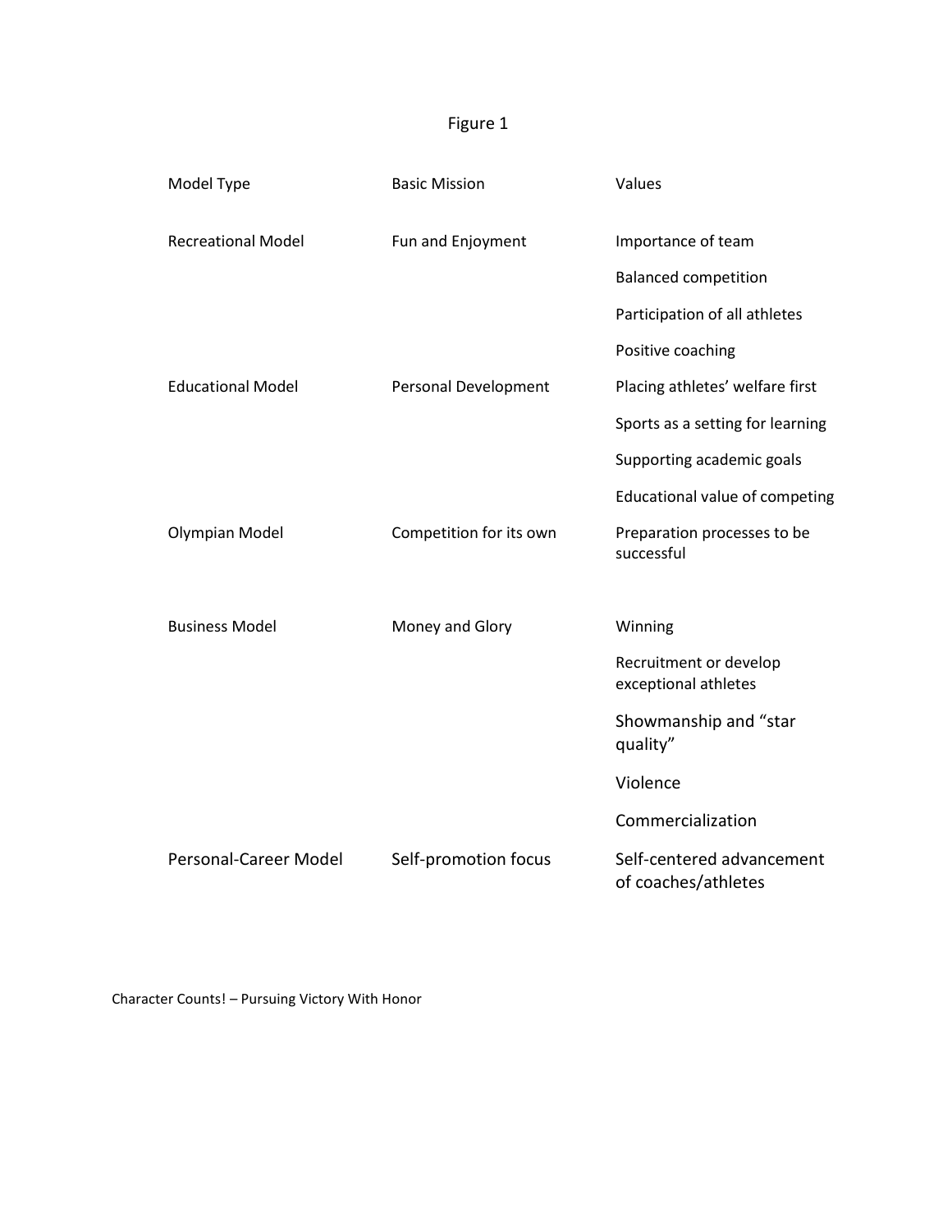Figure 1

| Model Type | Basic Mission | Values |
|---|---|---|
| Recreational Model | Fun and Enjoyment | Importance of team |
| | | Balanced competition |
| | | Participation of all athletes |
| | | Positive coaching |
| Educational Model | Personal Development | Placing athletes' welfare first |
| | | Sports as a setting for learning |
| | | Supporting academic goals |
| | | Educational value of competing |
| Olympian Model | Competition for its own | Preparation processes to be successful |
| Business Model | Money and Glory | Winning |
| | | Recruitment or develop exceptional athletes |
| | | Showmanship and "star quality" |
| | | Violence |
| | | Commercialization |
| Personal-Career Model | Self-promotion focus | Self-centered advancement of coaches/athletes |

Character Counts! – Pursuing Victory With Honor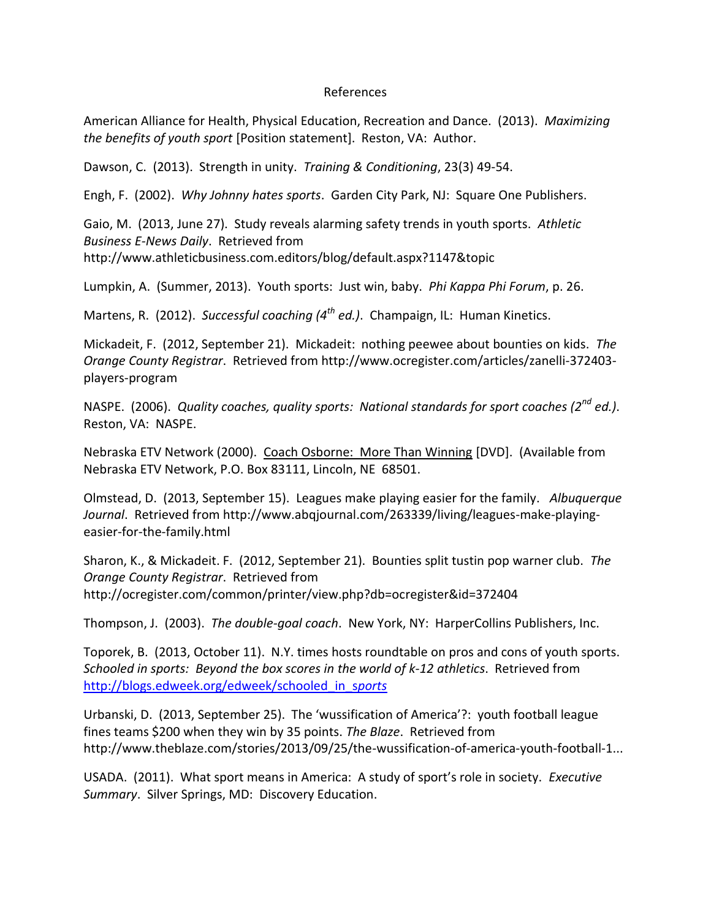# References

American Alliance for Health, Physical Education, Recreation and Dance. (2013). *Maximizing the benefits of youth sport* [Position statement]. Reston, VA: Author.

Dawson, C. (2013). Strength in unity. *Training & Conditioning*, 23(3) 49-54.

Engh, F. (2002). *Why Johnny hates sports*. Garden City Park, NJ: Square One Publishers.

Gaio, M. (2013, June 27). Study reveals alarming safety trends in youth sports. *Athletic Business E-News Daily*. Retrieved from http://www.athleticbusiness.com.editors/blog/default.aspx?1147&topic

Lumpkin, A. (Summer, 2013). Youth sports: Just win, baby. *Phi Kappa Phi Forum*, p. 26.

Martens, R. (2012). *Successful coaching (4th ed.)*. Champaign, IL: Human Kinetics.

Mickadeit, F. (2012, September 21). Mickadeit: nothing peewee about bounties on kids. *The Orange County Registrar*. Retrieved from http://www.ocregister.com/articles/zanelli-372403-players-program

NASPE. (2006). *Quality coaches, quality sports: National standards for sport coaches (2nd ed.)*. Reston, VA: NASPE.

Nebraska ETV Network (2000). Coach Osborne: More Than Winning [DVD]. (Available from Nebraska ETV Network, P.O. Box 83111, Lincoln, NE 68501.

Olmstead, D. (2013, September 15). Leagues make playing easier for the family. *Albuquerque Journal*. Retrieved from http://www.abqjournal.com/263339/living/leagues-make-playing-easier-for-the-family.html

Sharon, K., & Mickadeit. F. (2012, September 21). Bounties split tustin pop warner club. *The Orange County Registrar*. Retrieved from http://ocregister.com/common/printer/view.php?db=ocregister&id=372404

Thompson, J. (2003). *The double-goal coach*. New York, NY: HarperCollins Publishers, Inc.

Toporek, B. (2013, October 11). N.Y. times hosts roundtable on pros and cons of youth sports. *Schooled in sports: Beyond the box scores in the world of k-12 athletics*. Retrieved from http://blogs.edweek.org/edweek/schooled_in_sports

Urbanski, D. (2013, September 25). The 'wussification of America'?: youth football league fines teams $200 when they win by 35 points. *The Blaze*. Retrieved from http://www.theblaze.com/stories/2013/09/25/the-wussification-of-america-youth-football-1...

USADA. (2011). What sport means in America: A study of sport's role in society. *Executive Summary*. Silver Springs, MD: Discovery Education.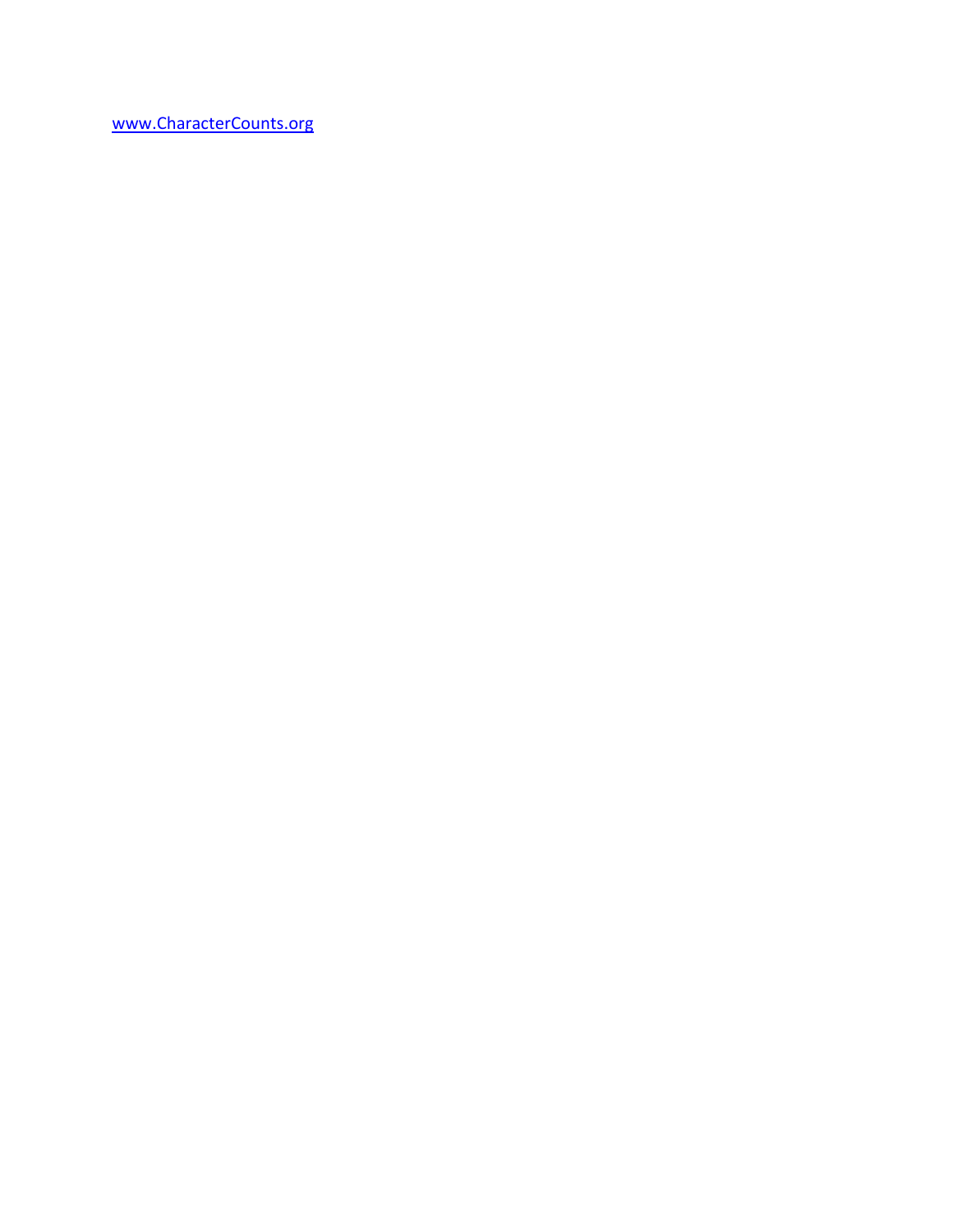[www.CharacterCounts.org](http://www.CharacterCounts.org)